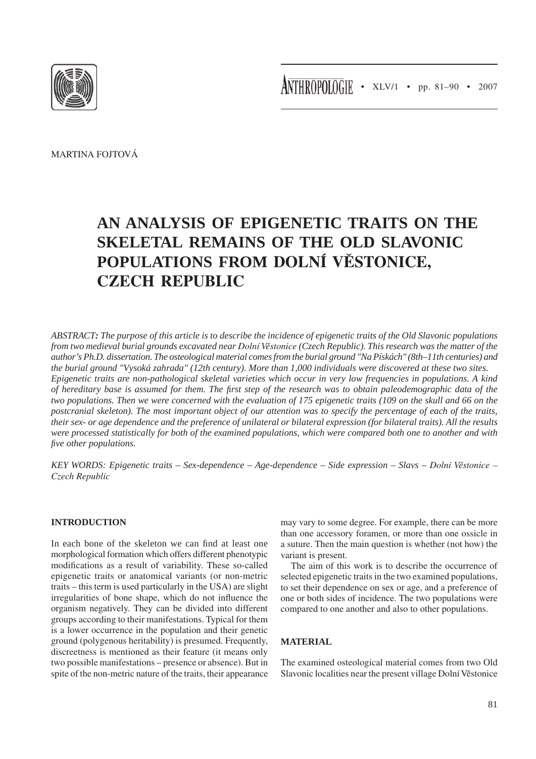MARTINA FOJTOVÁ

# AN ANALYSIS OF EPIGENETIC TRAITS ON THE SKELETAL REMAINS OF THE OLD SLAVONIC POPULATIONS FROM DOLNÍ VĚSTONICE, CZECH REPUBLIC

*ABSTRACT: The purpose of this article is to describe the incidence of epigenetic traits of the Old Slavonic populations from two medieval burial grounds excavated near Dolní Věstonice (Czech Republic). This research was the matter of the author's Ph.D. dissertation. The osteological material comes from the burial ground "Na Pískách" (8th–11th centuries) and the burial ground "Vysoká zahrada" (12th century). More than 1,000 individuals were discovered at these two sites. Epigenetic traits are non-pathological skeletal varieties which occur in very low frequencies in populations. A kind of hereditary base is assumed for them. The first step of the research was to obtain paleodemographic data of the two populations. Then we were concerned with the evaluation of 175 epigenetic traits (109 on the skull and 66 on the postcranial skeleton). The most important object of our attention was to specify the percentage of each of the traits, their sex- or age dependence and the preference of unilateral or bilateral expression (for bilateral traits). All the results were processed statistically for both of the examined populations, which were compared both one to another and with five other populations.*

*KEY WORDS: Epigenetic traits – Sex-dependence – Age-dependence – Side expression – Slavs – Dolní Věstonice – Czech Republic*

## INTRODUCTION

In each bone of the skeleton we can find at least one morphological formation which offers different phenotypic modifications as a result of variability. These so-called epigenetic traits or anatomical variants (or non-metric traits – this term is used particularly in the USA) are slight irregularities of bone shape, which do not influence the organism negatively. They can be divided into different groups according to their manifestations. Typical for them is a lower occurrence in the population and their genetic ground (polygenous heritability) is presumed. Frequently, discreetness is mentioned as their feature (it means only two possible manifestations – presence or absence). But in spite of the non-metric nature of the traits, their appearance may vary to some degree. For example, there can be more than one accessory foramen, or more than one ossicle in a suture. Then the main question is whether (not how) the variant is present.

The aim of this work is to describe the occurrence of selected epigenetic traits in the two examined populations, to set their dependence on sex or age, and a preference of one or both sides of incidence. The two populations were compared to one another and also to other populations.

## MATERIAL

The examined osteological material comes from two Old Slavonic localities near the present village Dolní Věstonice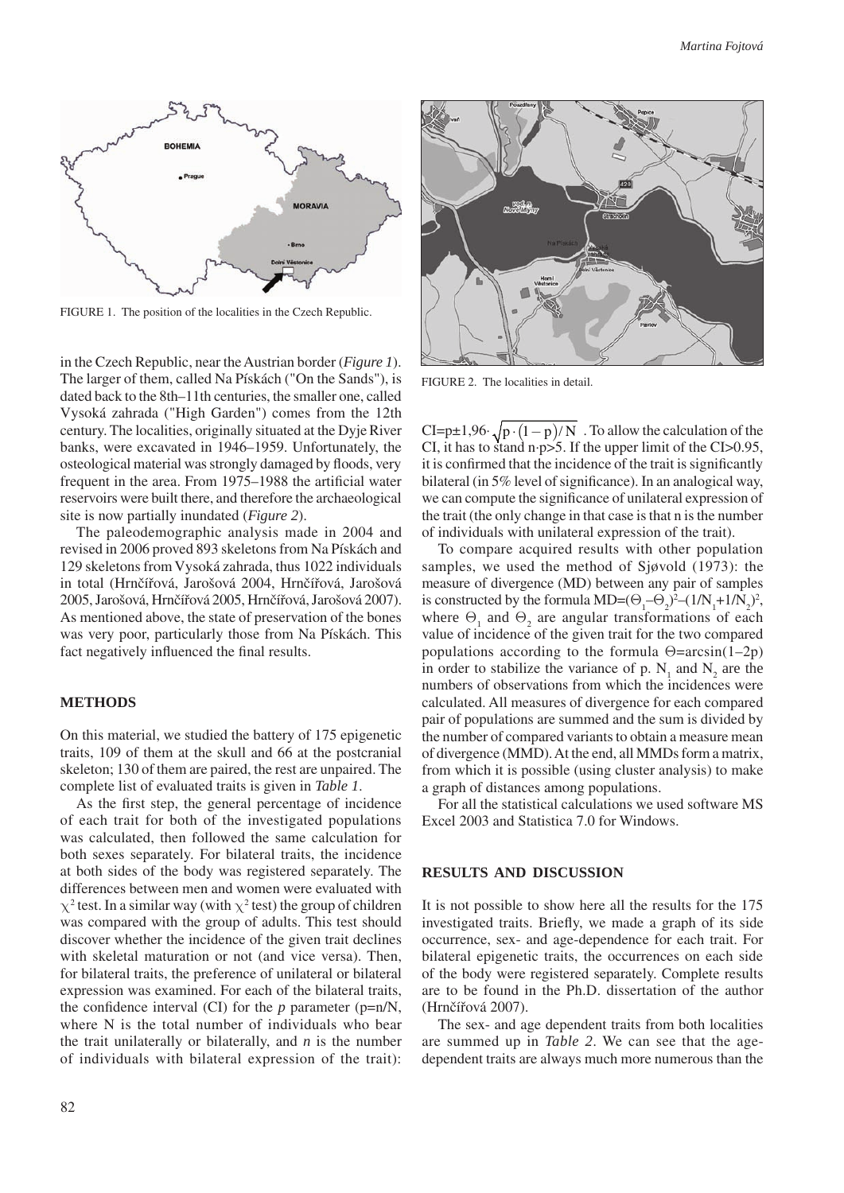FIGURE 1. The position of the localities in the Czech Republic.

in the Czech Republic, near the Austrian border (*Figure 1*). The larger of them, called Na Pískách ("On the Sands"), is dated back to the 8th–11th centuries, the smaller one, called Vysoká zahrada ("High Garden") comes from the 12th century. The localities, originally situated at the Dyje River banks, were excavated in 1946–1959. Unfortunately, the osteological material was strongly damaged by floods, very frequent in the area. From 1975–1988 the artificial water reservoirs were built there, and therefore the archaeological site is now partially inundated (*Figure 2*).

The paleodemographic analysis made in 2004 and revised in 2006 proved 893 skeletons from Na Pískách and 129 skeletons from Vysoká zahrada, thus 1022 individuals in total (Hrnčířová, Jarošová 2004, Hrnčířová, Jarošová 2005, Jarošová, Hrnčířová 2005, Hrnčířová, Jarošová 2007). As mentioned above, the state of preservation of the bones was very poor, particularly those from Na Pískách. This fact negatively influenced the final results.

## METHODS

On this material, we studied the battery of 175 epigenetic traits, 109 of them at the skull and 66 at the postcranial skeleton; 130 of them are paired, the rest are unpaired. The complete list of evaluated traits is given in *Table 1*.

As the first step, the general percentage of incidence of each trait for both of the investigated populations was calculated, then followed the same calculation for both sexes separately. For bilateral traits, the incidence at both sides of the body was registered separately. The differences between men and women were evaluated with $\chi^2$ test. In a similar way (with $\chi^2$ test) the group of children was compared with the group of adults. This test should discover whether the incidence of the given trait declines with skeletal maturation or not (and vice versa). Then, for bilateral traits, the preference of unilateral or bilateral expression was examined. For each of the bilateral traits, the confidence interval (CI) for the *p* parameter ($p=n/N$, where N is the total number of individuals who bear the trait unilaterally or bilaterally, and *n* is the number of individuals with bilateral expression of the trait): $CI=p\pm1{,}96\cdot\sqrt{p\cdot(1-p)/N}$ . To allow the calculation of the CI, it has to stand $n\cdot p>5$. If the upper limit of the CI>0.95, it is confirmed that the incidence of the trait is significantly bilateral (in 5% level of significance). In an analogical way, we can compute the significance of unilateral expression of the trait (the only change in that case is that n is the number of individuals with unilateral expression of the trait).

FIGURE 2. The localities in detail.

To compare acquired results with other population samples, we used the method of Sjøvold (1973): the measure of divergence (MD) between any pair of samples is constructed by the formula $MD=(\Theta_1-\Theta_2)^2-(1/N_1+1/N_2)^2$, where $\Theta_1$ and $\Theta_2$ are angular transformations of each value of incidence of the given trait for the two compared populations according to the formula $\Theta=\arcsin(1-2p)$ in order to stabilize the variance of p. $N_1$ and $N_2$ are the numbers of observations from which the incidences were calculated. All measures of divergence for each compared pair of populations are summed and the sum is divided by the number of compared variants to obtain a measure mean of divergence (MMD). At the end, all MMDs form a matrix, from which it is possible (using cluster analysis) to make a graph of distances among populations.

For all the statistical calculations we used software MS Excel 2003 and Statistica 7.0 for Windows.

## RESULTS AND DISCUSSION

It is not possible to show here all the results for the 175 investigated traits. Briefly, we made a graph of its side occurrence, sex- and age-dependence for each trait. For bilateral epigenetic traits, the occurrences on each side of the body were registered separately. Complete results are to be found in the Ph.D. dissertation of the author (Hrnčířová 2007).

The sex- and age dependent traits from both localities are summed up in *Table 2*. We can see that the age-dependent traits are always much more numerous than the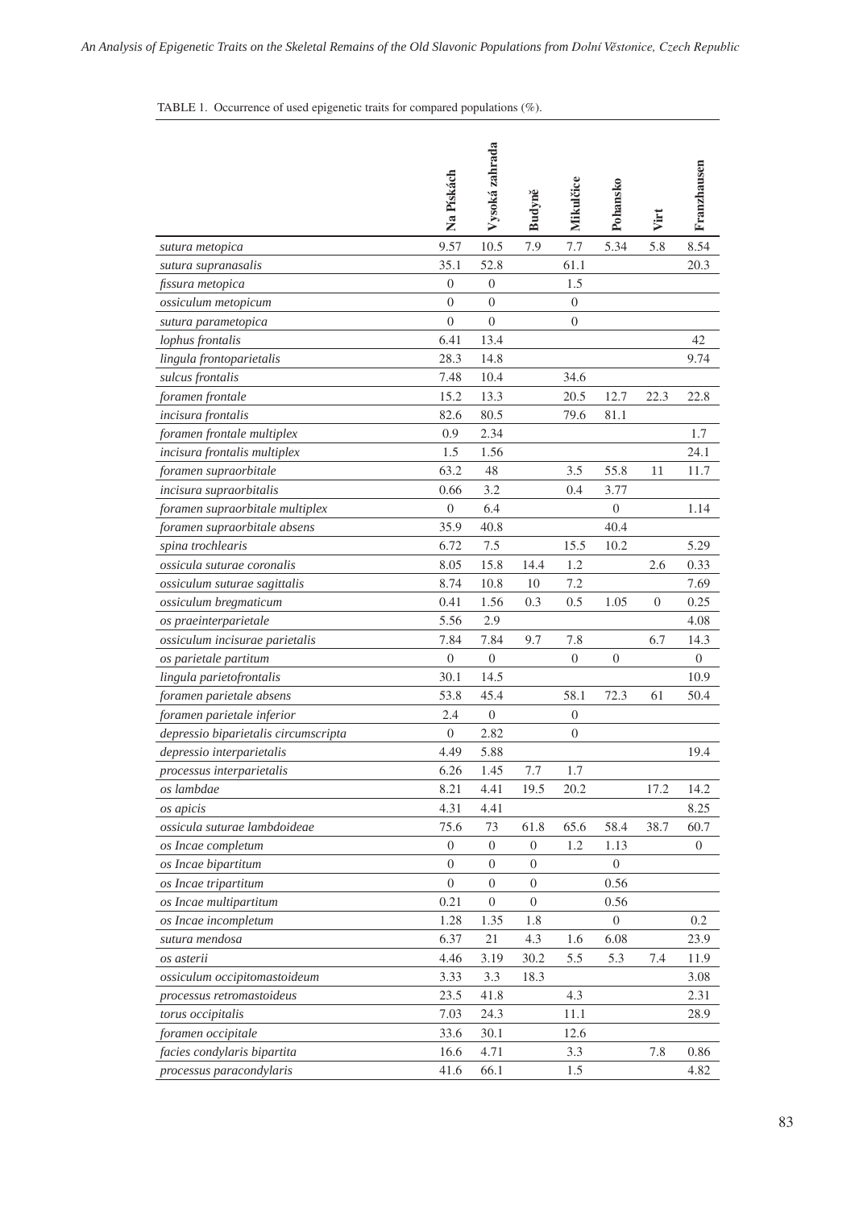TABLE 1. Occurrence of used epigenetic traits for compared populations (%).

| | Na Pískách | Vysoká zahrada | Budyně | Mikulčice | Pohansko | Virt | Franzhausen |
|---|---|---|---|---|---|---|---|
| *sutura metopica* | 9.57 | 10.5 | 7.9 | 7.7 | 5.34 | 5.8 | 8.54 |
| *sutura supranasalis* | 35.1 | 52.8 | | 61.1 | | | 20.3 |
| *fissura metopica* | 0 | 0 | | 1.5 | | | |
| *ossiculum metopicum* | 0 | 0 | | 0 | | | |
| *sutura parametopica* | 0 | 0 | | 0 | | | |
| *lophus frontalis* | 6.41 | 13.4 | | | | | 42 |
| *lingula frontoparietalis* | 28.3 | 14.8 | | | | | 9.74 |
| *sulcus frontalis* | 7.48 | 10.4 | | 34.6 | | | |
| *foramen frontale* | 15.2 | 13.3 | | 20.5 | 12.7 | 22.3 | 22.8 |
| *incisura frontalis* | 82.6 | 80.5 | | 79.6 | 81.1 | | |
| *foramen frontale multiplex* | 0.9 | 2.34 | | | | | 1.7 |
| *incisura frontalis multiplex* | 1.5 | 1.56 | | | | | 24.1 |
| *foramen supraorbitale* | 63.2 | 48 | | 3.5 | 55.8 | 11 | 11.7 |
| *incisura supraorbitalis* | 0.66 | 3.2 | | 0.4 | 3.77 | | |
| *foramen supraorbitale multiplex* | 0 | 6.4 | | | 0 | | 1.14 |
| *foramen supraorbitale absens* | 35.9 | 40.8 | | | 40.4 | | |
| *spina trochlearis* | 6.72 | 7.5 | | 15.5 | 10.2 | | 5.29 |
| *ossicula suturae coronalis* | 8.05 | 15.8 | 14.4 | 1.2 | | 2.6 | 0.33 |
| *ossiculum suturae sagittalis* | 8.74 | 10.8 | 10 | 7.2 | | | 7.69 |
| *ossiculum bregmaticum* | 0.41 | 1.56 | 0.3 | 0.5 | 1.05 | 0 | 0.25 |
| *os praeinterparietale* | 5.56 | 2.9 | | | | | 4.08 |
| *ossiculum incisurae parietalis* | 7.84 | 7.84 | 9.7 | 7.8 | | 6.7 | 14.3 |
| *os parietale partitum* | 0 | 0 | | 0 | 0 | | 0 |
| *lingula parietofrontalis* | 30.1 | 14.5 | | | | | 10.9 |
| *foramen parietale absens* | 53.8 | 45.4 | | 58.1 | 72.3 | 61 | 50.4 |
| *foramen parietale inferior* | 2.4 | 0 | | 0 | | | |
| *depressio biparietalis circumscripta* | 0 | 2.82 | | 0 | | | |
| *depressio interparietalis* | 4.49 | 5.88 | | | | | 19.4 |
| *processus interparietalis* | 6.26 | 1.45 | 7.7 | 1.7 | | | |
| *os lambdae* | 8.21 | 4.41 | 19.5 | 20.2 | | 17.2 | 14.2 |
| *os apicis* | 4.31 | 4.41 | | | | | 8.25 |
| *ossicula suturae lambdoideae* | 75.6 | 73 | 61.8 | 65.6 | 58.4 | 38.7 | 60.7 |
| *os Incae completum* | 0 | 0 | 0 | 1.2 | 1.13 | | 0 |
| *os Incae bipartitum* | 0 | 0 | 0 | | 0 | | |
| *os Incae tripartitum* | 0 | 0 | 0 | | 0.56 | | |
| *os Incae multipartitum* | 0.21 | 0 | 0 | | 0.56 | | |
| *os Incae incompletum* | 1.28 | 1.35 | 1.8 | | 0 | | 0.2 |
| *sutura mendosa* | 6.37 | 21 | 4.3 | 1.6 | 6.08 | | 23.9 |
| *os asterii* | 4.46 | 3.19 | 30.2 | 5.5 | 5.3 | 7.4 | 11.9 |
| *ossiculum occipitomastoideum* | 3.33 | 3.3 | 18.3 | | | | 3.08 |
| *processus retromastoideus* | 23.5 | 41.8 | | 4.3 | | | 2.31 |
| *torus occipitalis* | 7.03 | 24.3 | | 11.1 | | | 28.9 |
| *foramen occipitale* | 33.6 | 30.1 | | 12.6 | | | |
| *facies condylaris bipartita* | 16.6 | 4.71 | | 3.3 | | 7.8 | 0.86 |
| *processus paracondylaris* | 41.6 | 66.1 | | 1.5 | | | 4.82 |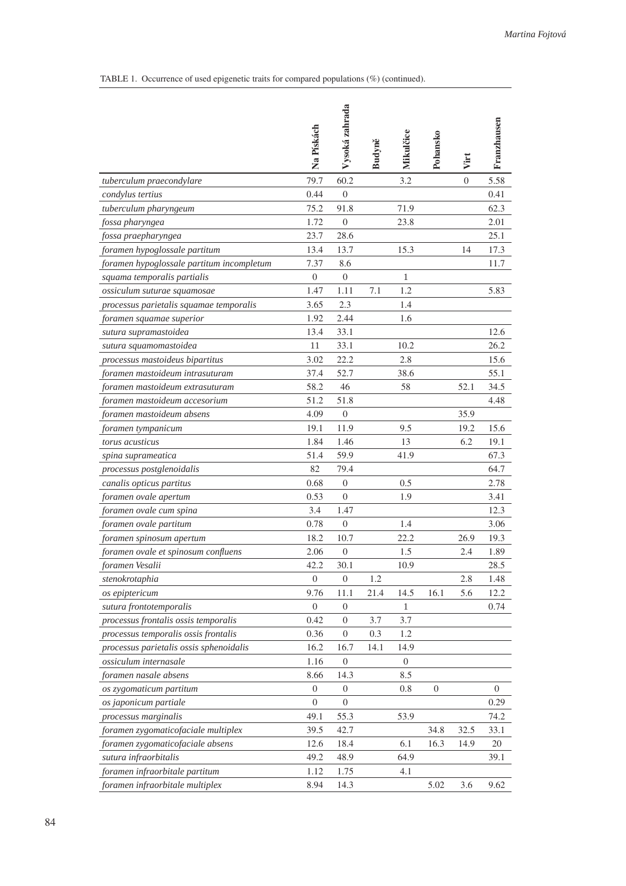TABLE 1. Occurrence of used epigenetic traits for compared populations (%) (continued).

| | Na Pískách | Vysoká zahrada | Budyně | Mikulčice | Pohansko | Virt | Franzhausen |
|---|---|---|---|---|---|---|---|
| *tuberculum praecondylare* | 79.7 | 60.2 | | 3.2 | | 0 | 5.58 |
| *condylus tertius* | 0.44 | 0 | | | | | 0.41 |
| *tuberculum pharyngeum* | 75.2 | 91.8 | | 71.9 | | | 62.3 |
| *fossa pharyngea* | 1.72 | 0 | | 23.8 | | | 2.01 |
| *fossa praepharyngea* | 23.7 | 28.6 | | | | | 25.1 |
| *foramen hypoglossale partitum* | 13.4 | 13.7 | | 15.3 | | 14 | 17.3 |
| *foramen hypoglossale partitum incompletum* | 7.37 | 8.6 | | | | | 11.7 |
| *squama temporalis partialis* | 0 | 0 | | 1 | | | |
| *ossiculum suturae squamosae* | 1.47 | 1.11 | 7.1 | 1.2 | | | 5.83 |
| *processus parietalis squamae temporalis* | 3.65 | 2.3 | | 1.4 | | | |
| *foramen squamae superior* | 1.92 | 2.44 | | 1.6 | | | |
| *sutura supramastoidea* | 13.4 | 33.1 | | | | | 12.6 |
| *sutura squamomastoidea* | 11 | 33.1 | | 10.2 | | | 26.2 |
| *processus mastoideus bipartitus* | 3.02 | 22.2 | | 2.8 | | | 15.6 |
| *foramen mastoideum intrasuturam* | 37.4 | 52.7 | | 38.6 | | | 55.1 |
| *foramen mastoideum extrasuturam* | 58.2 | 46 | | 58 | | 52.1 | 34.5 |
| *foramen mastoideum accesorium* | 51.2 | 51.8 | | | | | 4.48 |
| *foramen mastoideum absens* | 4.09 | 0 | | | | 35.9 | |
| *foramen tympanicum* | 19.1 | 11.9 | | 9.5 | | 19.2 | 15.6 |
| *torus acusticus* | 1.84 | 1.46 | | 13 | | 6.2 | 19.1 |
| *spina suprameatica* | 51.4 | 59.9 | | 41.9 | | | 67.3 |
| *processus postglenoidalis* | 82 | 79.4 | | | | | 64.7 |
| *canalis opticus partitus* | 0.68 | 0 | | 0.5 | | | 2.78 |
| *foramen ovale apertum* | 0.53 | 0 | | 1.9 | | | 3.41 |
| *foramen ovale cum spina* | 3.4 | 1.47 | | | | | 12.3 |
| *foramen ovale partitum* | 0.78 | 0 | | 1.4 | | | 3.06 |
| *foramen spinosum apertum* | 18.2 | 10.7 | | 22.2 | | 26.9 | 19.3 |
| *foramen ovale et spinosum confluens* | 2.06 | 0 | | 1.5 | | 2.4 | 1.89 |
| *foramen Vesalii* | 42.2 | 30.1 | | 10.9 | | | 28.5 |
| *stenokrotaphia* | 0 | 0 | 1.2 | | | 2.8 | 1.48 |
| *os epiptericum* | 9.76 | 11.1 | 21.4 | 14.5 | 16.1 | 5.6 | 12.2 |
| *sutura frontotemporalis* | 0 | 0 | | 1 | | | 0.74 |
| *processus frontalis ossis temporalis* | 0.42 | 0 | 3.7 | 3.7 | | | |
| *processus temporalis ossis frontalis* | 0.36 | 0 | 0.3 | 1.2 | | | |
| *processus parietalis ossis sphenoidalis* | 16.2 | 16.7 | 14.1 | 14.9 | | | |
| *ossiculum internasale* | 1.16 | 0 | | 0 | | | |
| *foramen nasale absens* | 8.66 | 14.3 | | 8.5 | | | |
| *os zygomaticum partitum* | 0 | 0 | | 0.8 | 0 | | 0 |
| *os japonicum partiale* | 0 | 0 | | | | | 0.29 |
| *processus marginalis* | 49.1 | 55.3 | | 53.9 | | | 74.2 |
| *foramen zygomaticofaciale multiplex* | 39.5 | 42.7 | | | 34.8 | 32.5 | 33.1 |
| *foramen zygomaticofaciale absens* | 12.6 | 18.4 | | 6.1 | 16.3 | 14.9 | 20 |
| *sutura infraorbitalis* | 49.2 | 48.9 | | 64.9 | | | 39.1 |
| *foramen infraorbitale partitum* | 1.12 | 1.75 | | 4.1 | | | |
| *foramen infraorbitale multiplex* | 8.94 | 14.3 | | | 5.02 | 3.6 | 9.62 |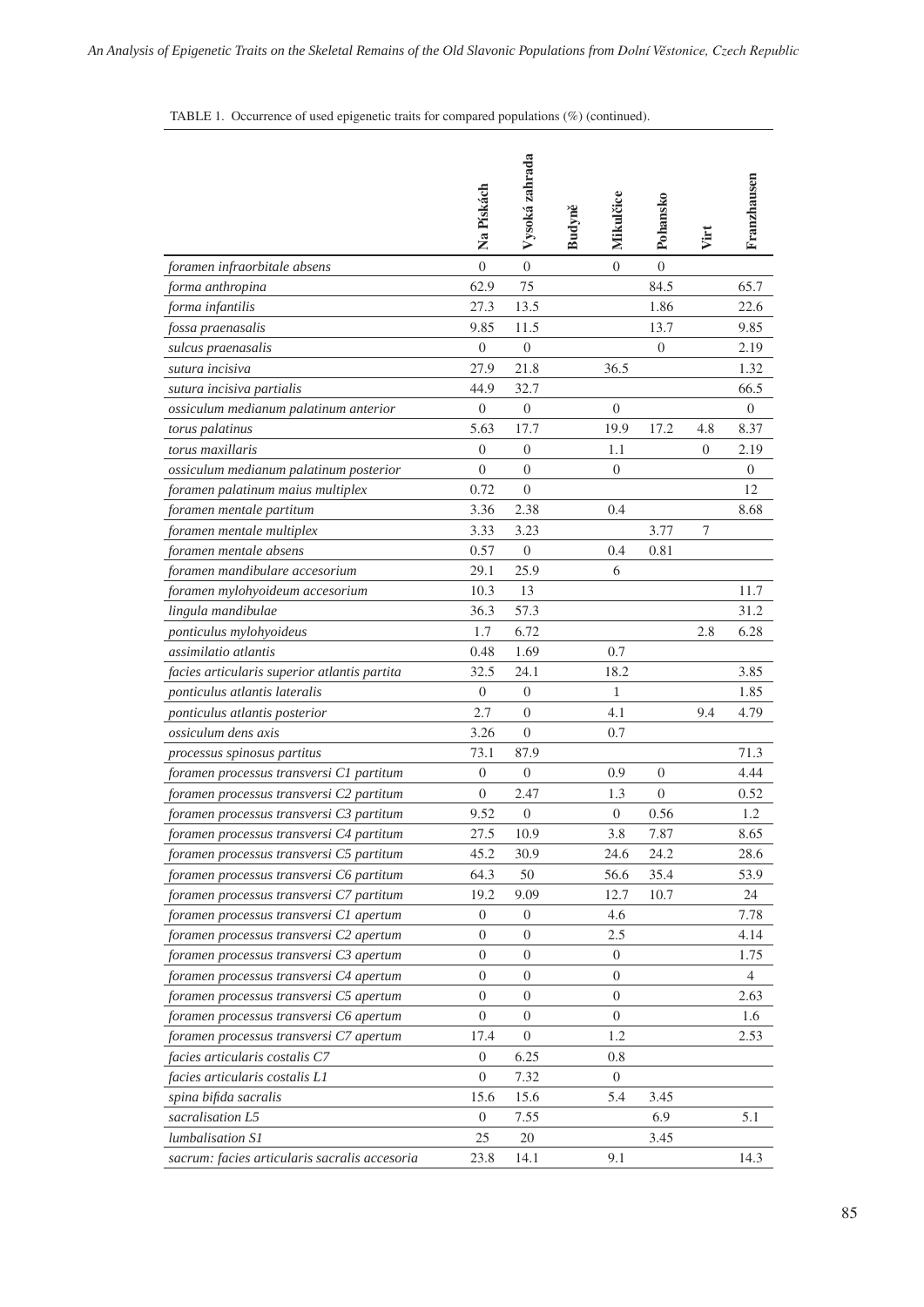TABLE 1. Occurrence of used epigenetic traits for compared populations (%) (continued).

| | Na Pískách | Vysoká zahrada | Budyně | Mikulčice | Pohansko | Virt | Franzhausen |
|---|---|---|---|---|---|---|---|
| *foramen infraorbitale absens* | 0 | 0 | | 0 | 0 | | |
| *forma anthropina* | 62.9 | 75 | | | 84.5 | | 65.7 |
| *forma infantilis* | 27.3 | 13.5 | | | 1.86 | | 22.6 |
| *fossa praenasalis* | 9.85 | 11.5 | | | 13.7 | | 9.85 |
| *sulcus praenasalis* | 0 | 0 | | | 0 | | 2.19 |
| *sutura incisiva* | 27.9 | 21.8 | | 36.5 | | | 1.32 |
| *sutura incisiva partialis* | 44.9 | 32.7 | | | | | 66.5 |
| *ossiculum medianum palatinum anterior* | 0 | 0 | | 0 | | | 0 |
| *torus palatinus* | 5.63 | 17.7 | | 19.9 | 17.2 | 4.8 | 8.37 |
| *torus maxillaris* | 0 | 0 | | 1.1 | | 0 | 2.19 |
| *ossiculum medianum palatinum posterior* | 0 | 0 | | 0 | | | 0 |
| *foramen palatinum maius multiplex* | 0.72 | 0 | | | | | 12 |
| *foramen mentale partitum* | 3.36 | 2.38 | | 0.4 | | | 8.68 |
| *foramen mentale multiplex* | 3.33 | 3.23 | | | 3.77 | 7 | |
| *foramen mentale absens* | 0.57 | 0 | | 0.4 | 0.81 | | |
| *foramen mandibulare accesorium* | 29.1 | 25.9 | | 6 | | | |
| *foramen mylohyoideum accesorium* | 10.3 | 13 | | | | | 11.7 |
| *lingula mandibulae* | 36.3 | 57.3 | | | | | 31.2 |
| *ponticulus mylohyoideus* | 1.7 | 6.72 | | | | 2.8 | 6.28 |
| *assimilatio atlantis* | 0.48 | 1.69 | | 0.7 | | | |
| *facies articularis superior atlantis partita* | 32.5 | 24.1 | | 18.2 | | | 3.85 |
| *ponticulus atlantis lateralis* | 0 | 0 | | 1 | | | 1.85 |
| *ponticulus atlantis posterior* | 2.7 | 0 | | 4.1 | | 9.4 | 4.79 |
| *ossiculum dens axis* | 3.26 | 0 | | 0.7 | | | |
| *processus spinosus partitus* | 73.1 | 87.9 | | | | | 71.3 |
| *foramen processus transversi C1 partitum* | 0 | 0 | | 0.9 | 0 | | 4.44 |
| *foramen processus transversi C2 partitum* | 0 | 2.47 | | 1.3 | 0 | | 0.52 |
| *foramen processus transversi C3 partitum* | 9.52 | 0 | | 0 | 0.56 | | 1.2 |
| *foramen processus transversi C4 partitum* | 27.5 | 10.9 | | 3.8 | 7.87 | | 8.65 |
| *foramen processus transversi C5 partitum* | 45.2 | 30.9 | | 24.6 | 24.2 | | 28.6 |
| *foramen processus transversi C6 partitum* | 64.3 | 50 | | 56.6 | 35.4 | | 53.9 |
| *foramen processus transversi C7 partitum* | 19.2 | 9.09 | | 12.7 | 10.7 | | 24 |
| *foramen processus transversi C1 apertum* | 0 | 0 | | 4.6 | | | 7.78 |
| *foramen processus transversi C2 apertum* | 0 | 0 | | 2.5 | | | 4.14 |
| *foramen processus transversi C3 apertum* | 0 | 0 | | 0 | | | 1.75 |
| *foramen processus transversi C4 apertum* | 0 | 0 | | 0 | | | 4 |
| *foramen processus transversi C5 apertum* | 0 | 0 | | 0 | | | 2.63 |
| *foramen processus transversi C6 apertum* | 0 | 0 | | 0 | | | 1.6 |
| *foramen processus transversi C7 apertum* | 17.4 | 0 | | 1.2 | | | 2.53 |
| *facies articularis costalis C7* | 0 | 6.25 | | 0.8 | | | |
| *facies articularis costalis L1* | 0 | 7.32 | | 0 | | | |
| *spina bifida sacralis* | 15.6 | 15.6 | | 5.4 | 3.45 | | |
| *sacralisation L5* | 0 | 7.55 | | | 6.9 | | 5.1 |
| *lumbalisation S1* | 25 | 20 | | | 3.45 | | |
| *sacrum: facies articularis sacralis accesoria* | 23.8 | 14.1 | | 9.1 | | | 14.3 |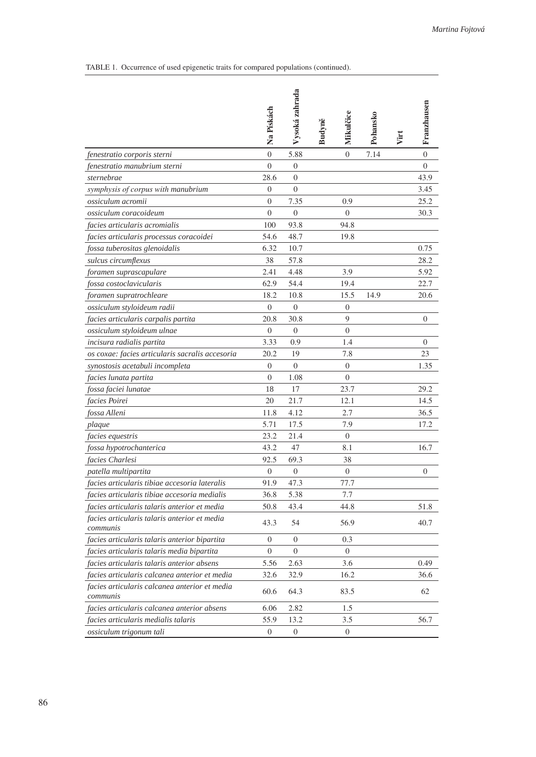TABLE 1. Occurrence of used epigenetic traits for compared populations (continued).

| | Na Pískách | Vysoká zahrada | Budyně | Mikulčice | Pohansko | Virt | Franzhausen |
|---|---|---|---|---|---|---|---|
| *fenestratio corporis sterni* | 0 | 5.88 | | 0 | 7.14 | | 0 |
| *fenestratio manubrium sterni* | 0 | 0 | | | | | 0 |
| *sternebrae* | 28.6 | 0 | | | | | 43.9 |
| *symphysis of corpus with manubrium* | 0 | 0 | | | | | 3.45 |
| *ossiculum acromii* | 0 | 7.35 | | 0.9 | | | 25.2 |
| *ossiculum coracoideum* | 0 | 0 | | 0 | | | 30.3 |
| *facies articularis acromialis* | 100 | 93.8 | | 94.8 | | | |
| *facies articularis processus coracoidei* | 54.6 | 48.7 | | 19.8 | | | |
| *fossa tuberositas glenoidalis* | 6.32 | 10.7 | | | | | 0.75 |
| *sulcus circumflexus* | 38 | 57.8 | | | | | 28.2 |
| *foramen suprascapulare* | 2.41 | 4.48 | | 3.9 | | | 5.92 |
| *fossa costoclavicularis* | 62.9 | 54.4 | | 19.4 | | | 22.7 |
| *foramen supratrochleare* | 18.2 | 10.8 | | 15.5 | 14.9 | | 20.6 |
| *ossiculum styloideum radii* | 0 | 0 | | 0 | | | |
| *facies articularis carpalis partita* | 20.8 | 30.8 | | 9 | | | 0 |
| *ossiculum styloideum ulnae* | 0 | 0 | | 0 | | | |
| *incisura radialis partita* | 3.33 | 0.9 | | 1.4 | | | 0 |
| *os coxae: facies articularis sacralis accesoria* | 20.2 | 19 | | 7.8 | | | 23 |
| *synostosis acetabuli incompleta* | 0 | 0 | | 0 | | | 1.35 |
| *facies lunata partita* | 0 | 1.08 | | 0 | | | |
| *fossa faciei lunatae* | 18 | 17 | | 23.7 | | | 29.2 |
| *facies Poirei* | 20 | 21.7 | | 12.1 | | | 14.5 |
| *fossa Alleni* | 11.8 | 4.12 | | 2.7 | | | 36.5 |
| *plaque* | 5.71 | 17.5 | | 7.9 | | | 17.2 |
| *facies equestris* | 23.2 | 21.4 | | 0 | | | |
| *fossa hypotrochanterica* | 43.2 | 47 | | 8.1 | | | 16.7 |
| *facies Charlesi* | 92.5 | 69.3 | | 38 | | | |
| *patella multipartita* | 0 | 0 | | 0 | | | 0 |
| *facies articularis tibiae accesoria lateralis* | 91.9 | 47.3 | | 77.7 | | | |
| *facies articularis tibiae accesoria medialis* | 36.8 | 5.38 | | 7.7 | | | |
| *facies articularis talaris anterior et media* | 50.8 | 43.4 | | 44.8 | | | 51.8 |
| *facies articularis talaris anterior et media communis* | 43.3 | 54 | | 56.9 | | | 40.7 |
| *facies articularis talaris anterior bipartita* | 0 | 0 | | 0.3 | | | |
| *facies articularis talaris media bipartita* | 0 | 0 | | 0 | | | |
| *facies articularis talaris anterior absens* | 5.56 | 2.63 | | 3.6 | | | 0.49 |
| *facies articularis calcanea anterior et media* | 32.6 | 32.9 | | 16.2 | | | 36.6 |
| *facies articularis calcanea anterior et media communis* | 60.6 | 64.3 | | 83.5 | | | 62 |
| *facies articularis calcanea anterior absens* | 6.06 | 2.82 | | 1.5 | | | |
| *facies articularis medialis talaris* | 55.9 | 13.2 | | 3.5 | | | 56.7 |
| *ossiculum trigonum tali* | 0 | 0 | | 0 | | | |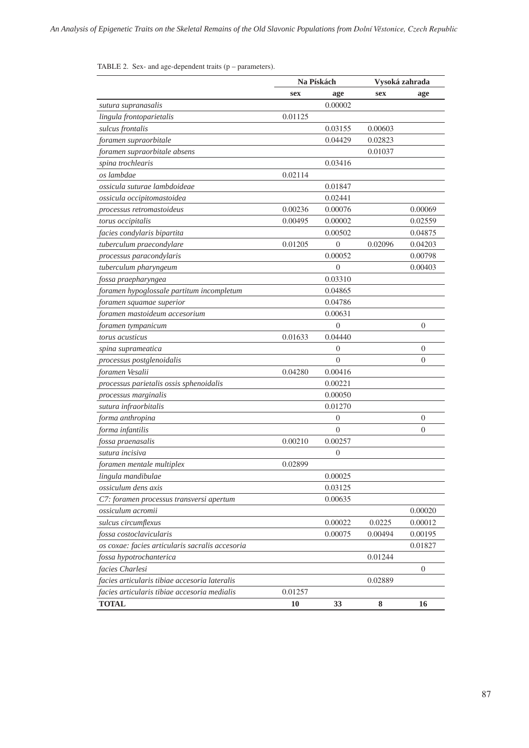TABLE 2. Sex- and age-dependent traits (p – parameters).

| | Na Pískách | | Vysoká zahrada | |
|---|---|---|---|---|
| | **sex** | **age** | **sex** | **age** |
| *sutura supranasalis* | | 0.00002 | | |
| *lingula frontoparietalis* | 0.01125 | | | |
| *sulcus frontalis* | | 0.03155 | 0.00603 | |
| *foramen supraorbitale* | | 0.04429 | 0.02823 | |
| *foramen supraorbitale absens* | | | 0.01037 | |
| *spina trochlearis* | | 0.03416 | | |
| *os lambdae* | 0.02114 | | | |
| *ossicula suturae lambdoideae* | | 0.01847 | | |
| *ossicula occipitomastoidea* | | 0.02441 | | |
| *processus retromastoideus* | 0.00236 | 0.00076 | | 0.00069 |
| *torus occipitalis* | 0.00495 | 0.00002 | | 0.02559 |
| *facies condylaris bipartita* | | 0.00502 | | 0.04875 |
| *tuberculum praecondylare* | 0.01205 | 0 | 0.02096 | 0.04203 |
| *processus paracondylaris* | | 0.00052 | | 0.00798 |
| *tuberculum pharyngeum* | | 0 | | 0.00403 |
| *fossa praepharyngea* | | 0.03310 | | |
| *foramen hypoglossale partitum incompletum* | | 0.04865 | | |
| *foramen squamae superior* | | 0.04786 | | |
| *foramen mastoideum accesorium* | | 0.00631 | | |
| *foramen tympanicum* | | 0 | | 0 |
| *torus acusticus* | 0.01633 | 0.04440 | | |
| *spina suprameatica* | | 0 | | 0 |
| *processus postglenoidalis* | | 0 | | 0 |
| *foramen Vesalii* | 0.04280 | 0.00416 | | |
| *processus parietalis ossis sphenoidalis* | | 0.00221 | | |
| *processus marginalis* | | 0.00050 | | |
| *sutura infraorbitalis* | | 0.01270 | | |
| *forma anthropina* | | 0 | | 0 |
| *forma infantilis* | | 0 | | 0 |
| *fossa praenasalis* | 0.00210 | 0.00257 | | |
| *sutura incisiva* | | 0 | | |
| *foramen mentale multiplex* | 0.02899 | | | |
| *lingula mandibulae* | | 0.00025 | | |
| *ossiculum dens axis* | | 0.03125 | | |
| *C7: foramen processus transversi apertum* | | 0.00635 | | |
| *ossiculum acromii* | | | | 0.00020 |
| *sulcus circumflexus* | | 0.00022 | 0.0225 | 0.00012 |
| *fossa costoclavicularis* | | 0.00075 | 0.00494 | 0.00195 |
| *os coxae: facies articularis sacralis accesoria* | | | | 0.01827 |
| *fossa hypotrochanterica* | | | 0.01244 | |
| *facies Charlesi* | | | | 0 |
| *facies articularis tibiae accesoria lateralis* | | | 0.02889 | |
| *facies articularis tibiae accesoria medialis* | 0.01257 | | | |
| **TOTAL** | **10** | **33** | **8** | **16** |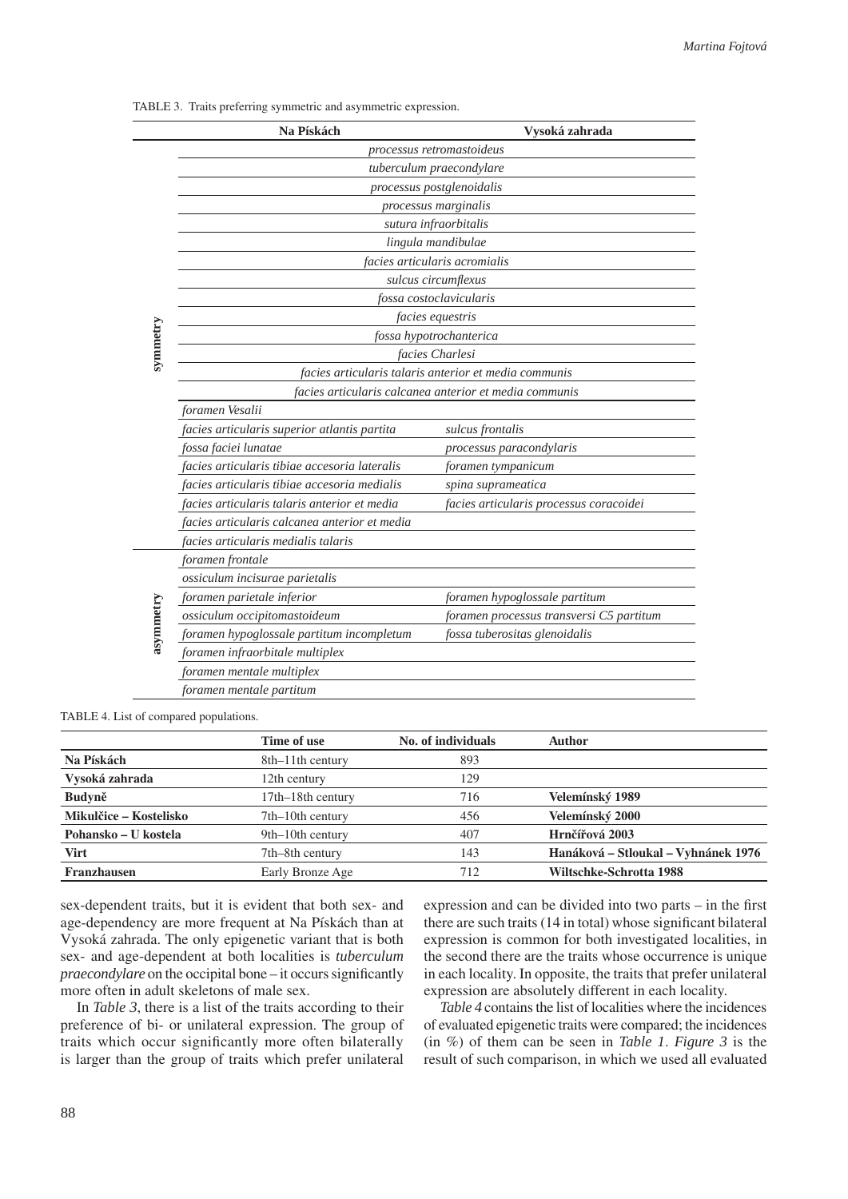TABLE 3. Traits preferring symmetric and asymmetric expression.

| | Na Pískách | Vysoká zahrada |
|---|---|---|
| symmetry | *processus retromastoideus* | |
| | *tuberculum praecondylare* | |
| | *processus postglenoidalis* | |
| | *processus marginalis* | |
| | *sutura infraorbitalis* | |
| | *lingula mandibulae* | |
| | *facies articularis acromialis* | |
| | *sulcus circumflexus* | |
| | *fossa costoclavicularis* | |
| | *facies equestris* | |
| | *fossa hypotrochanterica* | |
| | *facies Charlesi* | |
| | *facies articularis talaris anterior et media communis* | |
| | *facies articularis calcanea anterior et media communis* | |
| | *foramen Vesalii* | |
| | *facies articularis superior atlantis partita* | *sulcus frontalis* |
| | *fossa faciei lunatae* | *processus paracondylaris* |
| | *facies articularis tibiae accesoria lateralis* | *foramen tympanicum* |
| | *facies articularis tibiae accesoria medialis* | *spina suprameatica* |
| | *facies articularis talaris anterior et media* | *facies articularis processus coracoidei* |
| | *facies articularis calcanea anterior et media* | |
| | *facies articularis medialis talaris* | |
| asymmetry | *foramen frontale* | |
| | *ossiculum incisurae parietalis* | |
| | *foramen parietale inferior* | *foramen hypoglossale partitum* |
| | *ossiculum occipitomastoideum* | *foramen processus transversi C5 partitum* |
| | *foramen hypoglossale partitum incompletum* | *fossa tuberositas glenoidalis* |
| | *foramen infraorbitale multiplex* | |
| | *foramen mentale multiplex* | |
| | *foramen mentale partitum* | |

TABLE 4. List of compared populations.

| | Time of use | No. of individuals | Author |
|---|---|---|---|
| **Na Pískách** | 8th–11th century | 893 | |
| **Vysoká zahrada** | 12th century | 129 | |
| **Budyně** | 17th–18th century | 716 | **Velemínský 1989** |
| **Mikulčice – Kostelisko** | 7th–10th century | 456 | **Velemínský 2000** |
| **Pohansko – U kostela** | 9th–10th century | 407 | **Hrnčířová 2003** |
| **Virt** | 7th–8th century | 143 | **Hanáková – Stloukal – Vyhnánek 1976** |
| **Franzhausen** | Early Bronze Age | 712 | **Wiltschke-Schrotta 1988** |

sex-dependent traits, but it is evident that both sex- and age-dependency are more frequent at Na Pískách than at Vysoká zahrada. The only epigenetic variant that is both sex- and age-dependent at both localities is *tuberculum praecondylare* on the occipital bone – it occurs significantly more often in adult skeletons of male sex.

In *Table 3*, there is a list of the traits according to their preference of bi- or unilateral expression. The group of traits which occur significantly more often bilaterally is larger than the group of traits which prefer unilateral expression and can be divided into two parts – in the first there are such traits (14 in total) whose significant bilateral expression is common for both investigated localities, in the second there are the traits whose occurrence is unique in each locality. In opposite, the traits that prefer unilateral expression are absolutely different in each locality.

*Table 4* contains the list of localities where the incidences of evaluated epigenetic traits were compared; the incidences (in %) of them can be seen in *Table 1*. *Figure 3* is the result of such comparison, in which we used all evaluated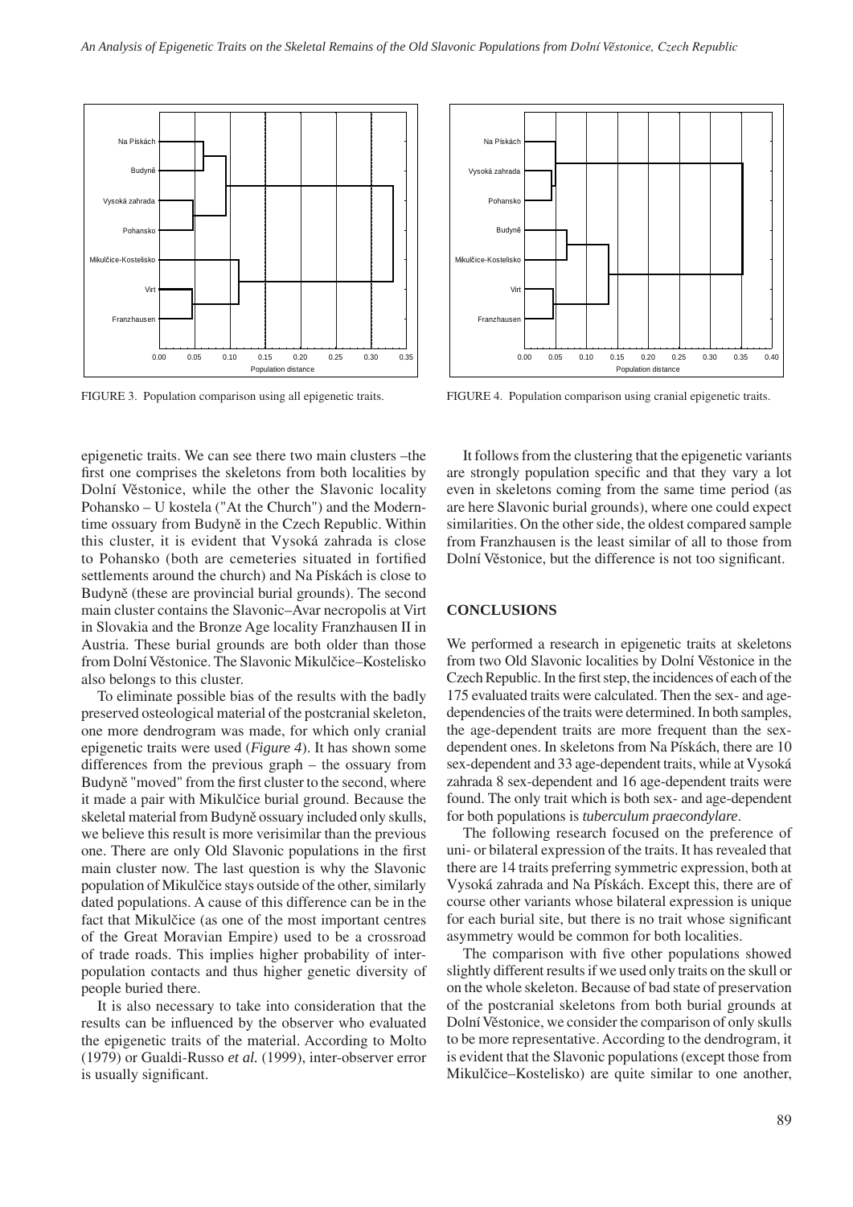FIGURE 3. Population comparison using all epigenetic traits.

FIGURE 4. Population comparison using cranial epigenetic traits.

epigenetic traits. We can see there two main clusters –the first one comprises the skeletons from both localities by Dolní Věstonice, while the other the Slavonic locality Pohansko – U kostela ("At the Church") and the Modern-time ossuary from Budyně in the Czech Republic. Within this cluster, it is evident that Vysoká zahrada is close to Pohansko (both are cemeteries situated in fortified settlements around the church) and Na Pískách is close to Budyně (these are provincial burial grounds). The second main cluster contains the Slavonic–Avar necropolis at Virt in Slovakia and the Bronze Age locality Franzhausen II in Austria. These burial grounds are both older than those from Dolní Věstonice. The Slavonic Mikulčice–Kostelisko also belongs to this cluster.

To eliminate possible bias of the results with the badly preserved osteological material of the postcranial skeleton, one more dendrogram was made, for which only cranial epigenetic traits were used (*Figure 4*). It has shown some differences from the previous graph – the ossuary from Budyně "moved" from the first cluster to the second, where it made a pair with Mikulčice burial ground. Because the skeletal material from Budyně ossuary included only skulls, we believe this result is more verisimilar than the previous one. There are only Old Slavonic populations in the first main cluster now. The last question is why the Slavonic population of Mikulčice stays outside of the other, similarly dated populations. A cause of this difference can be in the fact that Mikulčice (as one of the most important centres of the Great Moravian Empire) used to be a crossroad of trade roads. This implies higher probability of inter-population contacts and thus higher genetic diversity of people buried there.

It is also necessary to take into consideration that the results can be influenced by the observer who evaluated the epigenetic traits of the material. According to Molto (1979) or Gualdi-Russo *et al.* (1999), inter-observer error is usually significant.

It follows from the clustering that the epigenetic variants are strongly population specific and that they vary a lot even in skeletons coming from the same time period (as are here Slavonic burial grounds), where one could expect similarities. On the other side, the oldest compared sample from Franzhausen is the least similar of all to those from Dolní Věstonice, but the difference is not too significant.

## CONCLUSIONS

We performed a research in epigenetic traits at skeletons from two Old Slavonic localities by Dolní Věstonice in the Czech Republic. In the first step, the incidences of each of the 175 evaluated traits were calculated. Then the sex- and age-dependencies of the traits were determined. In both samples, the age-dependent traits are more frequent than the sex-dependent ones. In skeletons from Na Pískách, there are 10 sex-dependent and 33 age-dependent traits, while at Vysoká zahrada 8 sex-dependent and 16 age-dependent traits were found. The only trait which is both sex- and age-dependent for both populations is *tuberculum praecondylare*.

The following research focused on the preference of uni- or bilateral expression of the traits. It has revealed that there are 14 traits preferring symmetric expression, both at Vysoká zahrada and Na Pískách. Except this, there are of course other variants whose bilateral expression is unique for each burial site, but there is no trait whose significant asymmetry would be common for both localities.

The comparison with five other populations showed slightly different results if we used only traits on the skull or on the whole skeleton. Because of bad state of preservation of the postcranial skeletons from both burial grounds at Dolní Věstonice, we consider the comparison of only skulls to be more representative. According to the dendrogram, it is evident that the Slavonic populations (except those from Mikulčice–Kostelisko) are quite similar to one another,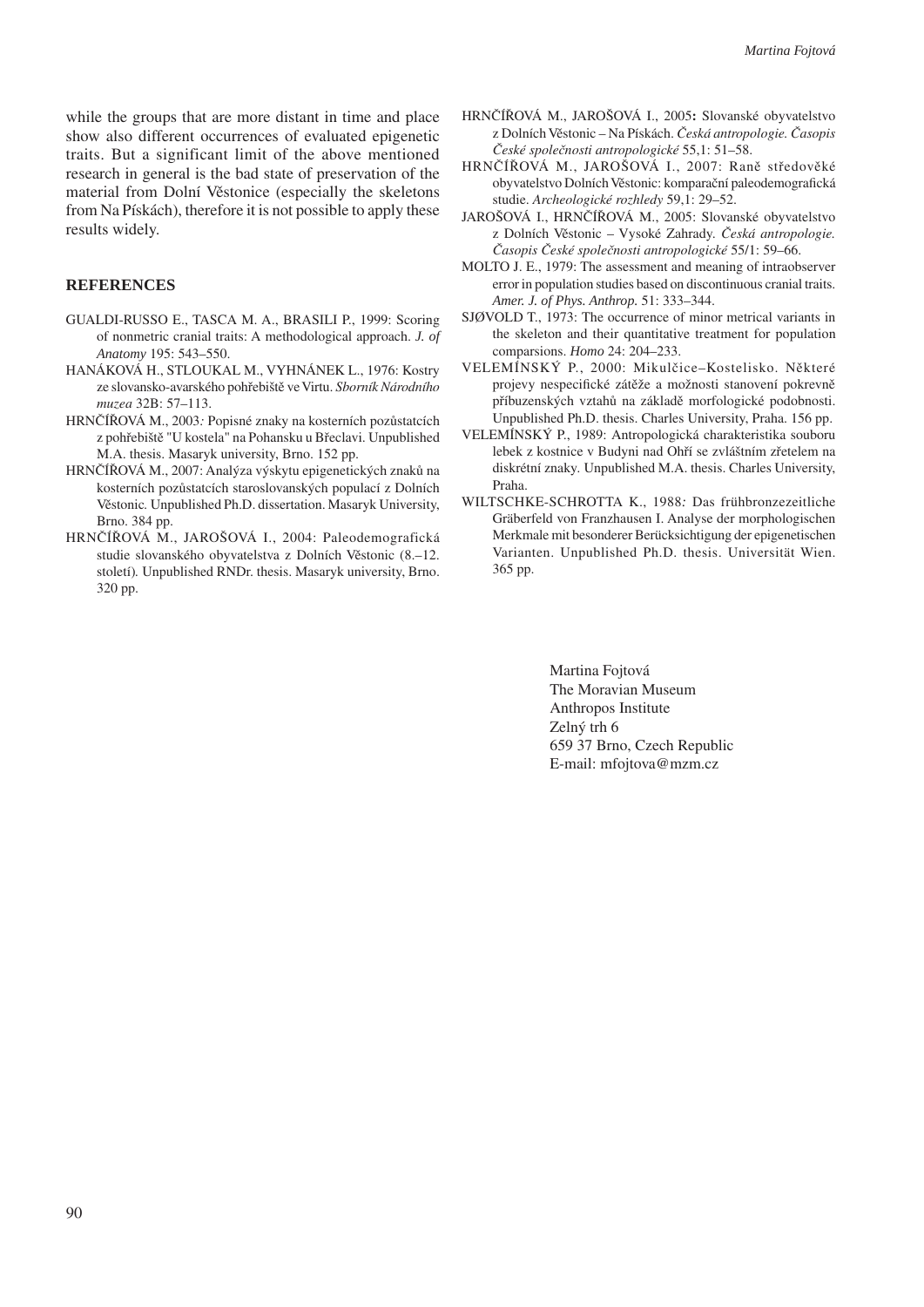while the groups that are more distant in time and place show also different occurrences of evaluated epigenetic traits. But a significant limit of the above mentioned research in general is the bad state of preservation of the material from Dolní Věstonice (especially the skeletons from Na Pískách), therefore it is not possible to apply these results widely.

## REFERENCES

GUALDI-RUSSO E., TASCA M. A., BRASILI P., 1999: Scoring of nonmetric cranial traits: A methodological approach. *J. of Anatomy* 195: 543–550.

HANÁKOVÁ H., STLOUKAL M., VYHNÁNEK L., 1976: Kostry ze slovansko-avarského pohřebiště ve Virtu. *Sborník Národního muzea* 32B: 57–113.

HRNČÍŘOVÁ M., 2003: Popisné znaky na kosterních pozůstatcích z pohřebiště "U kostela" na Pohansku u Břeclavi. Unpublished M.A. thesis. Masaryk university, Brno. 152 pp.

HRNČÍŘOVÁ M., 2007: Analýza výskytu epigenetických znaků na kosterních pozůstatcích staroslovanských populací z Dolních Věstonic. Unpublished Ph.D. dissertation. Masaryk University, Brno. 384 pp.

HRNČÍŘOVÁ M., JAROŠOVÁ I., 2004: Paleodemografická studie slovanského obyvatelstva z Dolních Věstonic (8.–12. století). Unpublished RNDr. thesis. Masaryk university, Brno. 320 pp.

HRNČÍŘOVÁ M., JAROŠOVÁ I., 2005: Slovanské obyvatelstvo z Dolních Věstonic – Na Pískách. *Česká antropologie. Časopis České společnosti antropologické* 55,1: 51–58.

HRNČÍŘOVÁ M., JAROŠOVÁ I., 2007: Raně středověké obyvatelstvo Dolních Věstonic: komparační paleodemografická studie. *Archeologické rozhledy* 59,1: 29–52.

JAROŠOVÁ I., HRNČÍŘOVÁ M., 2005: Slovanské obyvatelstvo z Dolních Věstonic – Vysoké Zahrady. *Česká antropologie. Časopis České společnosti antropologické* 55/1: 59–66.

MOLTO J. E., 1979: The assessment and meaning of intraobserver error in population studies based on discontinuous cranial traits. *Amer. J. of Phys. Anthrop.* 51: 333–344.

SJØVOLD T., 1973: The occurrence of minor metrical variants in the skeleton and their quantitative treatment for population comparsions. *Homo* 24: 204–233.

VELEMÍNSKÝ P., 2000: Mikulčice–Kostelisko. Některé projevy nespecifické zátěže a možnosti stanovení pokrevně příbuzenských vztahů na základě morfologické podobnosti. Unpublished Ph.D. thesis. Charles University, Praha. 156 pp.

VELEMÍNSKÝ P., 1989: Antropologická charakteristika souboru lebek z kostnice v Budyni nad Ohří se zvláštním zřetelem na diskrétní znaky. Unpublished M.A. thesis. Charles University, Praha.

WILTSCHKE-SCHROTTA K., 1988: Das frühbronzezeitliche Gräberfeld von Franzhausen I. Analyse der morphologischen Merkmale mit besonderer Berücksichtigung der epigenetischen Varianten. Unpublished Ph.D. thesis. Universität Wien. 365 pp.

Martina Fojtová
The Moravian Museum
Anthropos Institute
Zelný trh 6
659 37 Brno, Czech Republic
E-mail: mfojtova@mzm.cz